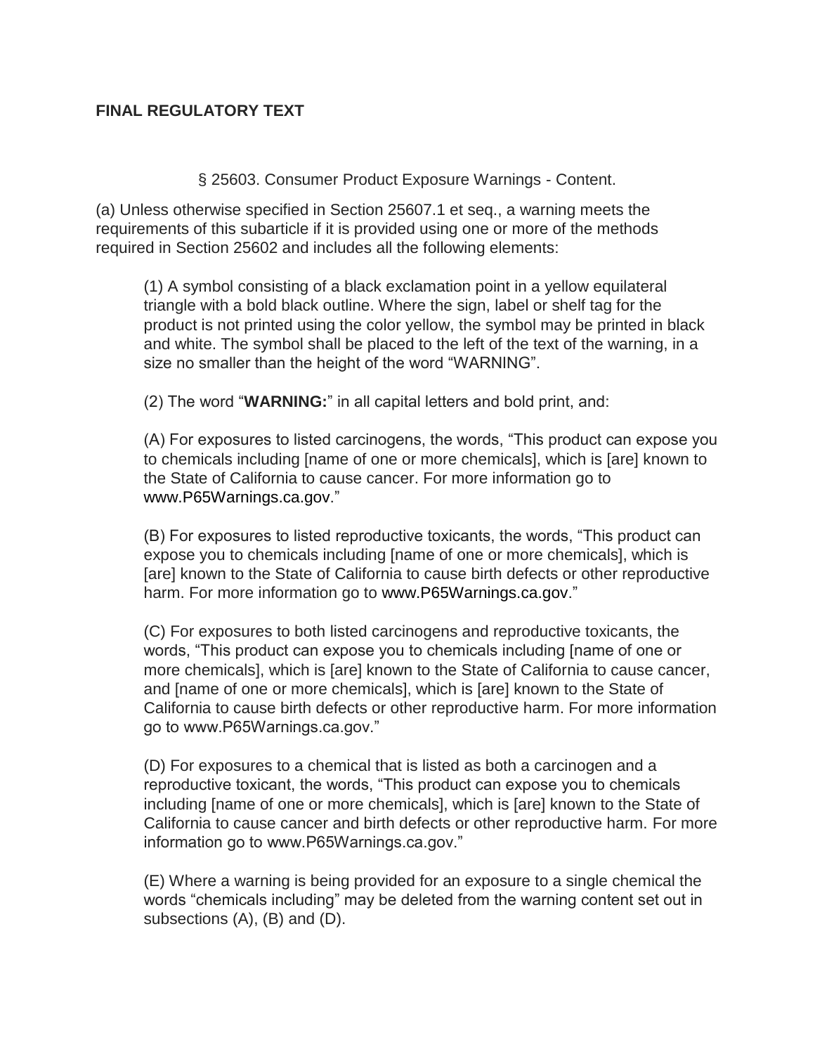**FINAL REGULATORY TEXT**

§ 25603. Consumer Product Exposure Warnings - Content.

(a) Unless otherwise specified in Section 25607.1 et seq., a warning meets the requirements of this subarticle if it is provided using one or more of the methods required in Section 25602 and includes all the following elements:

(1) A symbol consisting of a black exclamation point in a yellow equilateral triangle with a bold black outline. Where the sign, label or shelf tag for the product is not printed using the color yellow, the symbol may be printed in black and white. The symbol shall be placed to the left of the text of the warning, in a size no smaller than the height of the word "WARNING".

(2) The word "**WARNING:**" in all capital letters and bold print, and:

(A) For exposures to listed carcinogens, the words, "This product can expose you to chemicals including [name of one or more chemicals], which is [are] known to the State of California to cause cancer. For more information go to www.P65Warnings.ca.gov."

(B) For exposures to listed reproductive toxicants, the words, "This product can expose you to chemicals including [name of one or more chemicals], which is [are] known to the State of California to cause birth defects or other reproductive harm. For more information go to www.P65Warnings.ca.gov."

(C) For exposures to both listed carcinogens and reproductive toxicants, the words, "This product can expose you to chemicals including [name of one or more chemicals], which is [are] known to the State of California to cause cancer, and [name of one or more chemicals], which is [are] known to the State of California to cause birth defects or other reproductive harm. For more information go to www.P65Warnings.ca.gov."

(D) For exposures to a chemical that is listed as both a carcinogen and a reproductive toxicant, the words, "This product can expose you to chemicals including [name of one or more chemicals], which is [are] known to the State of California to cause cancer and birth defects or other reproductive harm. For more information go to www.P65Warnings.ca.gov."

(E) Where a warning is being provided for an exposure to a single chemical the words "chemicals including" may be deleted from the warning content set out in subsections (A), (B) and (D).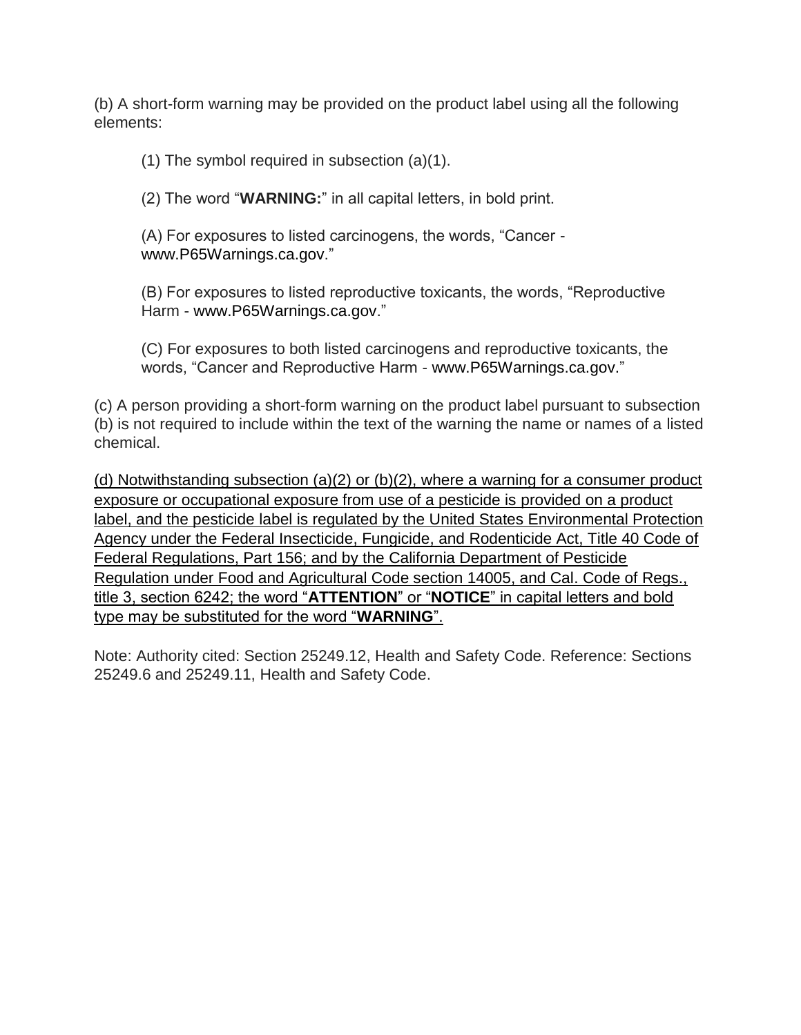(b) A short-form warning may be provided on the product label using all the following elements:

(1) The symbol required in subsection (a)(1).

(2) The word "**WARNING:**" in all capital letters, in bold print.

(A) For exposures to listed carcinogens, the words, "Cancer - www.P65Warnings.ca.gov."

(B) For exposures to listed reproductive toxicants, the words, "Reproductive Harm - www.P65Warnings.ca.gov."

(C) For exposures to both listed carcinogens and reproductive toxicants, the words, "Cancer and Reproductive Harm - www.P65Warnings.ca.gov."

(c) A person providing a short-form warning on the product label pursuant to subsection (b) is not required to include within the text of the warning the name or names of a listed chemical.

<u>(d) Notwithstanding subsection (a)(2) or (b)(2), where a warning for a consumer product exposure or occupational exposure from use of a pesticide is provided on a product label, and the pesticide label is regulated by the United States Environmental Protection Agency under the Federal Insecticide, Fungicide, and Rodenticide Act, Title 40 Code of Federal Regulations, Part 156; and by the California Department of Pesticide Regulation under Food and Agricultural Code section 14005, and Cal. Code of Regs., title 3, section 6242; the word "**ATTENTION**" or "**NOTICE**" in capital letters and bold type may be substituted for the word "**WARNING**".</u>

Note: Authority cited: Section 25249.12, Health and Safety Code. Reference: Sections 25249.6 and 25249.11, Health and Safety Code.